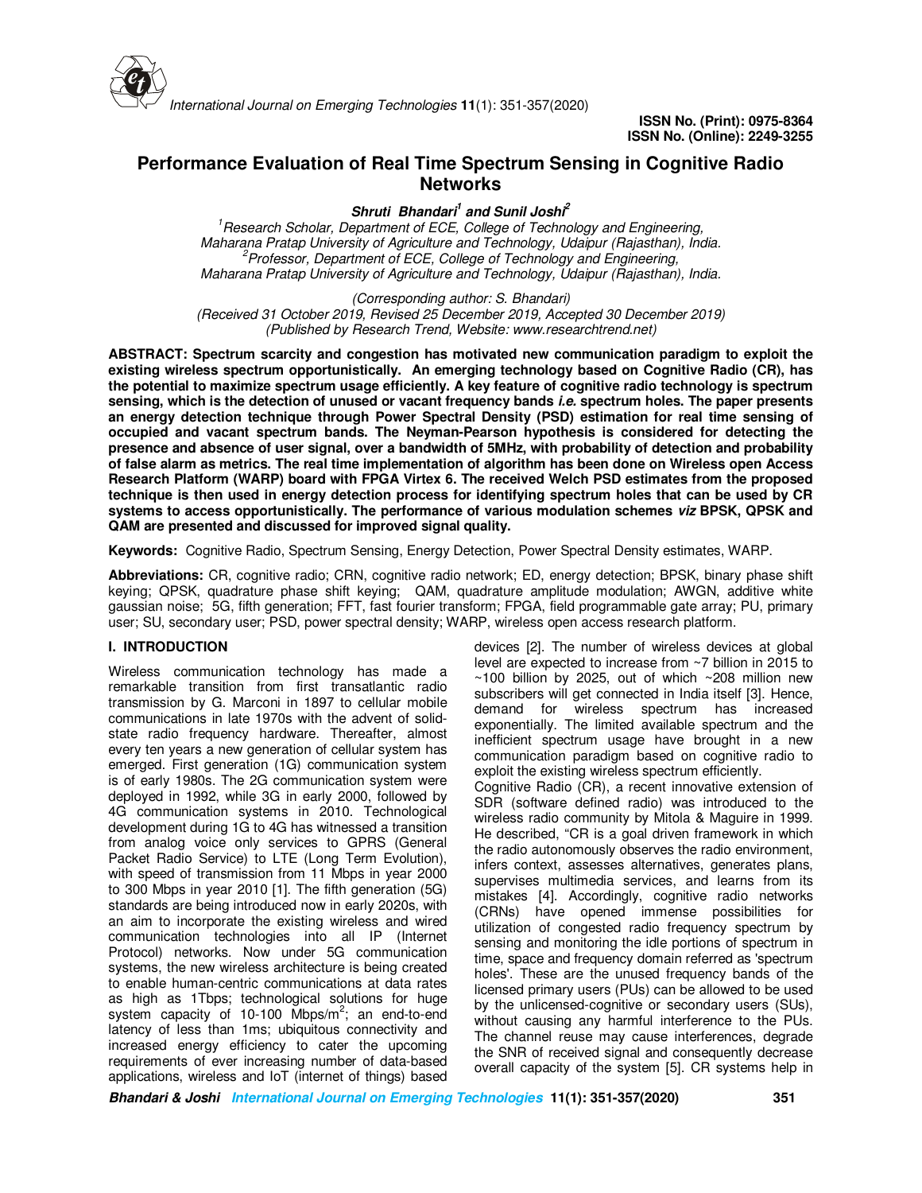ISSN No. (Print): 0975-8364
ISSN No. (Online): 2249-3255

# Performance Evaluation of Real Time Spectrum Sensing in Cognitive Radio Networks

***Shruti Bhandari[1] and Sunil Joshi[2]***

*[1]Research Scholar, Department of ECE, College of Technology and Engineering, Maharana Pratap University of Agriculture and Technology, Udaipur (Rajasthan), India.*
*[2]Professor, Department of ECE, College of Technology and Engineering, Maharana Pratap University of Agriculture and Technology, Udaipur (Rajasthan), India.*

*(Corresponding author: S. Bhandari)*
*(Received 31 October 2019, Revised 25 December 2019, Accepted 30 December 2019)*
*(Published by Research Trend, Website: www.researchtrend.net)*

**ABSTRACT: Spectrum scarcity and congestion has motivated new communication paradigm to exploit the existing wireless spectrum opportunistically. An emerging technology based on Cognitive Radio (CR), has the potential to maximize spectrum usage efficiently. A key feature of cognitive radio technology is spectrum sensing, which is the detection of unused or vacant frequency bands *i.e.* spectrum holes. The paper presents an energy detection technique through Power Spectral Density (PSD) estimation for real time sensing of occupied and vacant spectrum bands. The Neyman-Pearson hypothesis is considered for detecting the presence and absence of user signal, over a bandwidth of 5MHz, with probability of detection and probability of false alarm as metrics. The real time implementation of algorithm has been done on Wireless open Access Research Platform (WARP) board with FPGA Virtex 6. The received Welch PSD estimates from the proposed technique is then used in energy detection process for identifying spectrum holes that can be used by CR systems to access opportunistically. The performance of various modulation schemes *viz* BPSK, QPSK and QAM are presented and discussed for improved signal quality.**

**Keywords:** Cognitive Radio, Spectrum Sensing, Energy Detection, Power Spectral Density estimates, WARP.

**Abbreviations:** CR, cognitive radio; CRN, cognitive radio network; ED, energy detection; BPSK, binary phase shift keying; QPSK, quadrature phase shift keying; QAM, quadrature amplitude modulation; AWGN, additive white gaussian noise; 5G, fifth generation; FFT, fast fourier transform; FPGA, field programmable gate array; PU, primary user; SU, secondary user; PSD, power spectral density; WARP, wireless open access research platform.

## I. INTRODUCTION

Wireless communication technology has made a remarkable transition from first transatlantic radio transmission by G. Marconi in 1897 to cellular mobile communications in late 1970s with the advent of solid-state radio frequency hardware. Thereafter, almost every ten years a new generation of cellular system has emerged. First generation (1G) communication system is of early 1980s. The 2G communication system were deployed in 1992, while 3G in early 2000, followed by 4G communication systems in 2010. Technological development during 1G to 4G has witnessed a transition from analog voice only services to GPRS (General Packet Radio Service) to LTE (Long Term Evolution), with speed of transmission from 11 Mbps in year 2000 to 300 Mbps in year 2010 [1]. The fifth generation (5G) standards are being introduced now in early 2020s, with an aim to incorporate the existing wireless and wired communication technologies into all IP (Internet Protocol) networks. Now under 5G communication systems, the new wireless architecture is being created to enable human-centric communications at data rates as high as 1Tbps; technological solutions for huge system capacity of 10-100 Mbps/m$^2$; an end-to-end latency of less than 1ms; ubiquitous connectivity and increased energy efficiency to cater the upcoming requirements of ever increasing number of data-based applications, wireless and IoT (internet of things) based devices [2]. The number of wireless devices at global level are expected to increase from ~7 billion in 2015 to ~100 billion by 2025, out of which ~208 million new subscribers will get connected in India itself [3]. Hence, demand for wireless spectrum has increased exponentially. The limited available spectrum and the inefficient spectrum usage have brought in a new communication paradigm based on cognitive radio to exploit the existing wireless spectrum efficiently.

Cognitive Radio (CR), a recent innovative extension of SDR (software defined radio) was introduced to the wireless radio community by Mitola & Maguire in 1999. He described, "CR is a goal driven framework in which the radio autonomously observes the radio environment, infers context, assesses alternatives, generates plans, supervises multimedia services, and learns from its mistakes [4]. Accordingly, cognitive radio networks (CRNs) have opened immense possibilities for utilization of congested radio frequency spectrum by sensing and monitoring the idle portions of spectrum in time, space and frequency domain referred as 'spectrum holes'. These are the unused frequency bands of the licensed primary users (PUs) can be allowed to be used by the unlicensed-cognitive or secondary users (SUs), without causing any harmful interference to the PUs. The channel reuse may cause interferences, degrade the SNR of received signal and consequently decrease overall capacity of the system [5]. CR systems help in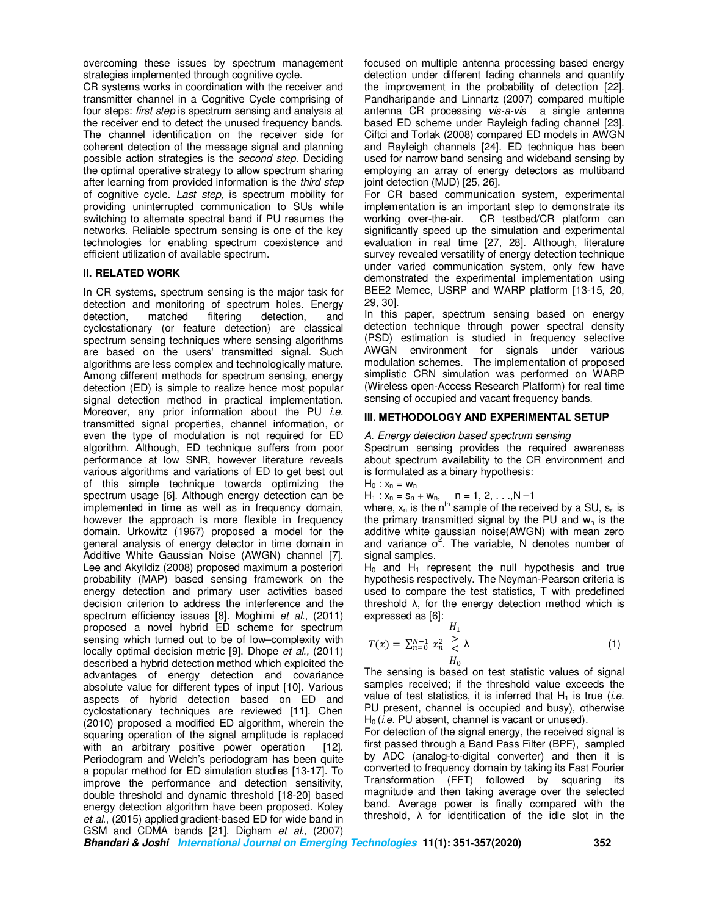overcoming these issues by spectrum management strategies implemented through cognitive cycle.

CR systems works in coordination with the receiver and transmitter channel in a Cognitive Cycle comprising of four steps: *first step* is spectrum sensing and analysis at the receiver end to detect the unused frequency bands. The channel identification on the receiver side for coherent detection of the message signal and planning possible action strategies is the *second step.* Deciding the optimal operative strategy to allow spectrum sharing after learning from provided information is the *third step* of cognitive cycle. *Last step,* is spectrum mobility for providing uninterrupted communication to SUs while switching to alternate spectral band if PU resumes the networks. Reliable spectrum sensing is one of the key technologies for enabling spectrum coexistence and efficient utilization of available spectrum.

## II. RELATED WORK

In CR systems, spectrum sensing is the major task for detection and monitoring of spectrum holes. Energy detection, matched filtering detection, and cyclostationary (or feature detection) are classical spectrum sensing techniques where sensing algorithms are based on the users' transmitted signal. Such algorithms are less complex and technologically mature. Among different methods for spectrum sensing, energy detection (ED) is simple to realize hence most popular signal detection method in practical implementation. Moreover, any prior information about the PU *i.e.* transmitted signal properties, channel information, or even the type of modulation is not required for ED algorithm. Although, ED technique suffers from poor performance at low SNR, however literature reveals various algorithms and variations of ED to get best out of this simple technique towards optimizing the spectrum usage [6]. Although energy detection can be implemented in time as well as in frequency domain, however the approach is more flexible in frequency domain. Urkowitz (1967) proposed a model for the general analysis of energy detector in time domain in Additive White Gaussian Noise (AWGN) channel [7]. Lee and Akyildiz (2008) proposed maximum a posteriori probability (MAP) based sensing framework on the energy detection and primary user activities based decision criterion to address the interference and the spectrum efficiency issues [8]. Moghimi *et al*., (2011) proposed a novel hybrid ED scheme for spectrum sensing which turned out to be of low–complexity with locally optimal decision metric [9]. Dhope *et al.,* (2011) described a hybrid detection method which exploited the advantages of energy detection and covariance absolute value for different types of input [10]. Various aspects of hybrid detection based on ED and cyclostationary techniques are reviewed [11]. Chen (2010) proposed a modified ED algorithm, wherein the squaring operation of the signal amplitude is replaced with an arbitrary positive power operation [12]. Periodogram and Welch's periodogram has been quite a popular method for ED simulation studies [13-17]. To improve the performance and detection sensitivity, double threshold and dynamic threshold [18-20] based energy detection algorithm have been proposed. Koley *et al*., (2015) applied gradient-based ED for wide band in GSM and CDMA bands [21]. Digham *et al.,* (2007) focused on multiple antenna processing based energy detection under different fading channels and quantify the improvement in the probability of detection [22]. Pandharipande and Linnartz (2007) compared multiple antenna CR processing *vis-a-vis* a single antenna based ED scheme under Rayleigh fading channel [23]. Ciftci and Torlak (2008) compared ED models in AWGN and Rayleigh channels [24]. ED technique has been used for narrow band sensing and wideband sensing by employing an array of energy detectors as multiband joint detection (MJD) [25, 26].

For CR based communication system, experimental implementation is an important step to demonstrate its working over-the-air. CR testbed/CR platform can significantly speed up the simulation and experimental evaluation in real time [27, 28]. Although, literature survey revealed versatility of energy detection technique under varied communication system, only few have demonstrated the experimental implementation using BEE2 Memec, USRP and WARP platform [13-15, 20, 29, 30].

In this paper, spectrum sensing based on energy detection technique through power spectral density (PSD) estimation is studied in frequency selective AWGN environment for signals under various modulation schemes. The implementation of proposed simplistic CRN simulation was performed on WARP (Wireless open-Access Research Platform) for real time sensing of occupied and vacant frequency bands.

## III. METHODOLOGY AND EXPERIMENTAL SETUP

### *A. Energy detection based spectrum sensing*

Spectrum sensing provides the required awareness about spectrum availability to the CR environment and is formulated as a binary hypothesis:

$H_0 : x_n = w_n$

$H_1 : x_n = s_n + w_n, \quad n = 1, 2, \ldots, N-1$

where, $x_n$ is the $n^{th}$ sample of the received by a SU, $s_n$ is the primary transmitted signal by the PU and $w_n$ is the additive white gaussian noise(AWGN) with mean zero and variance $\sigma^2$. The variable, N denotes number of signal samples.

$H_0$ and $H_1$ represent the null hypothesis and true hypothesis respectively. The Neyman-Pearson criteria is used to compare the test statistics, T with predefined threshold λ, for the energy detection method which is expressed as [6]:

$$T(x) = \sum_{n=0}^{N-1} x_n^2 \underset{H_0}{\overset{H_1}{\gtrless}} \lambda \tag{1}$$

The sensing is based on test statistic values of signal samples received; if the threshold value exceeds the value of test statistics, it is inferred that $H_1$ is true (*i.e.* PU present, channel is occupied and busy), otherwise $H_0$ (*i.e.* PU absent, channel is vacant or unused).

For detection of the signal energy, the received signal is first passed through a Band Pass Filter (BPF), sampled by ADC (analog-to-digital converter) and then it is converted to frequency domain by taking its Fast Fourier Transformation (FFT) followed by squaring its magnitude and then taking average over the selected band. Average power is finally compared with the threshold, λ for identification of the idle slot in the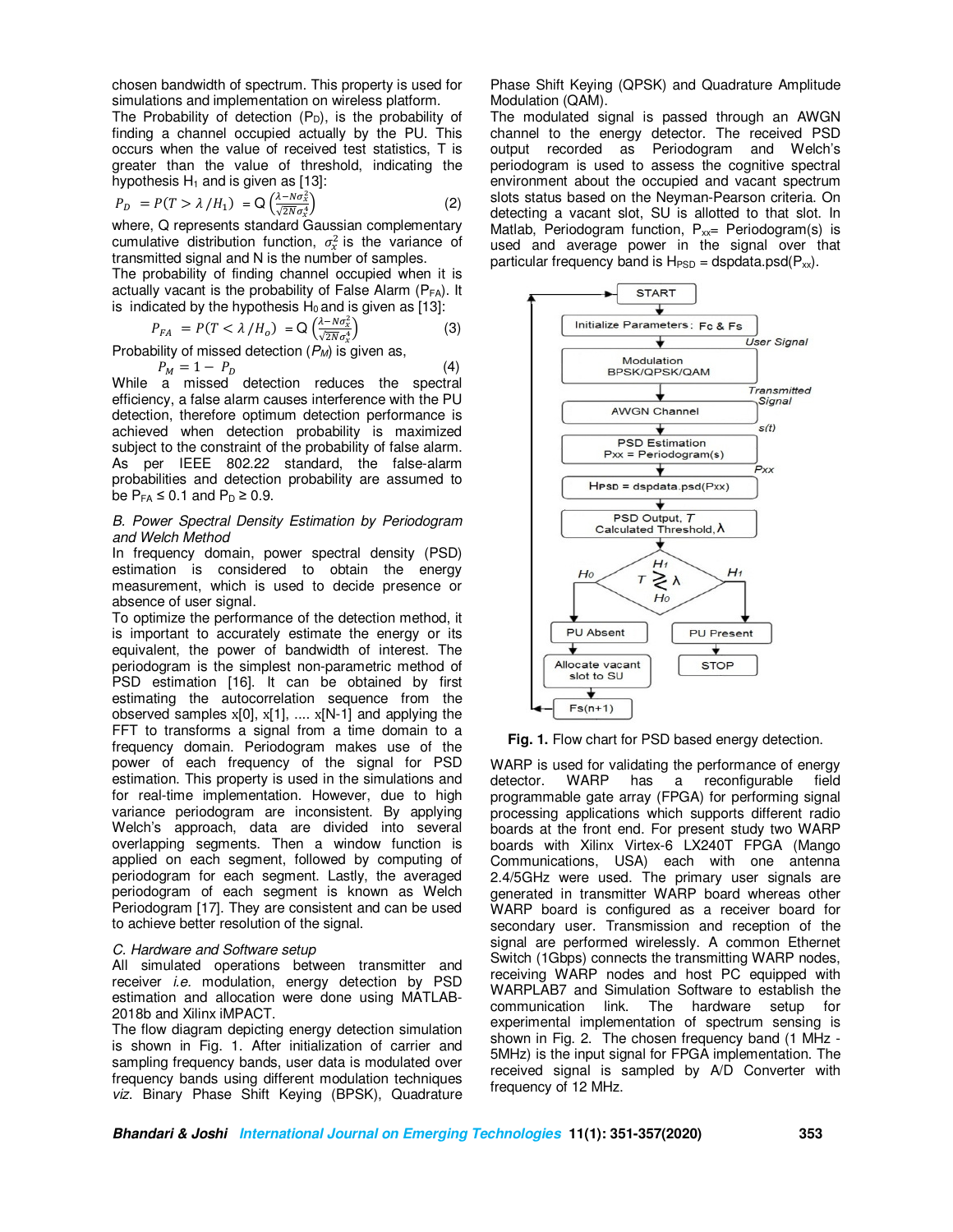chosen bandwidth of spectrum. This property is used for simulations and implementation on wireless platform.

The Probability of detection ($P_D$), is the probability of finding a channel occupied actually by the PU. This occurs when the value of received test statistics, T is greater than the value of threshold, indicating the hypothesis $H_1$ and is given as [13]:

$$P_D = P(T > \lambda / H_1) = Q\left(\frac{\lambda - N\sigma_x^2}{\sqrt{2N}\sigma_x^4}\right) \quad (2)$$

where, Q represents standard Gaussian complementary cumulative distribution function, $\sigma_x^2$ is the variance of transmitted signal and N is the number of samples.

The probability of finding channel occupied when it is actually vacant is the probability of False Alarm ($P_{FA}$). It is indicated by the hypothesis $H_0$ and is given as [13]:

$$P_{FA} = P(T < \lambda / H_o) = Q\left(\frac{\lambda - N\sigma_x^2}{\sqrt{2N}\sigma_x^4}\right) \quad (3)$$

Probability of missed detection ($P_M$) is given as,

$$P_M = 1 - P_D \quad (4)$$

While a missed detection reduces the spectral efficiency, a false alarm causes interference with the PU detection, therefore optimum detection performance is achieved when detection probability is maximized subject to the constraint of the probability of false alarm. As per IEEE 802.22 standard, the false-alarm probabilities and detection probability are assumed to be $P_{FA} \leq 0.1$ and $P_D \geq 0.9$.

*B. Power Spectral Density Estimation by Periodogram and Welch Method*

In frequency domain, power spectral density (PSD) estimation is considered to obtain the energy measurement, which is used to decide presence or absence of user signal.

To optimize the performance of the detection method, it is important to accurately estimate the energy or its equivalent, the power of bandwidth of interest. The periodogram is the simplest non-parametric method of PSD estimation [16]. It can be obtained by first estimating the autocorrelation sequence from the observed samples x[0], x[1], .... x[N-1] and applying the FFT to transforms a signal from a time domain to a frequency domain. Periodogram makes use of the power of each frequency of the signal for PSD estimation. This property is used in the simulations and for real-time implementation. However, due to high variance periodogram are inconsistent. By applying Welch's approach, data are divided into several overlapping segments. Then a window function is applied on each segment, followed by computing of periodogram for each segment. Lastly, the averaged periodogram of each segment is known as Welch Periodogram [17]. They are consistent and can be used to achieve better resolution of the signal.

*C. Hardware and Software setup*

All simulated operations between transmitter and receiver *i.e.* modulation, energy detection by PSD estimation and allocation were done using MATLAB-2018b and Xilinx iMPACT.

The flow diagram depicting energy detection simulation is shown in Fig. 1. After initialization of carrier and sampling frequency bands, user data is modulated over frequency bands using different modulation techniques *viz.* Binary Phase Shift Keying (BPSK), Quadrature Phase Shift Keying (QPSK) and Quadrature Amplitude Modulation (QAM).

The modulated signal is passed through an AWGN channel to the energy detector. The received PSD output recorded as Periodogram and Welch's periodogram is used to assess the cognitive spectral environment about the occupied and vacant spectrum slots status based on the Neyman-Pearson criteria. On detecting a vacant slot, SU is allotted to that slot. In Matlab, Periodogram function, $P_{xx}$= Periodogram(s) is used and average power in the signal over that particular frequency band is $H_{PSD}$ = dspdata.psd($P_{xx}$).

**Fig. 1.** Flow chart for PSD based energy detection.

WARP is used for validating the performance of energy detector. WARP has a reconfigurable field programmable gate array (FPGA) for performing signal processing applications which supports different radio boards at the front end. For present study two WARP boards with Xilinx Virtex-6 LX240T FPGA (Mango Communications, USA) each with one antenna 2.4/5GHz were used. The primary user signals are generated in transmitter WARP board whereas other WARP board is configured as a receiver board for secondary user. Transmission and reception of the signal are performed wirelessly. A common Ethernet Switch (1Gbps) connects the transmitting WARP nodes, receiving WARP nodes and host PC equipped with WARPLAB7 and Simulation Software to establish the communication link. The hardware setup for experimental implementation of spectrum sensing is shown in Fig. 2. The chosen frequency band (1 MHz - 5MHz) is the input signal for FPGA implementation. The received signal is sampled by A/D Converter with frequency of 12 MHz.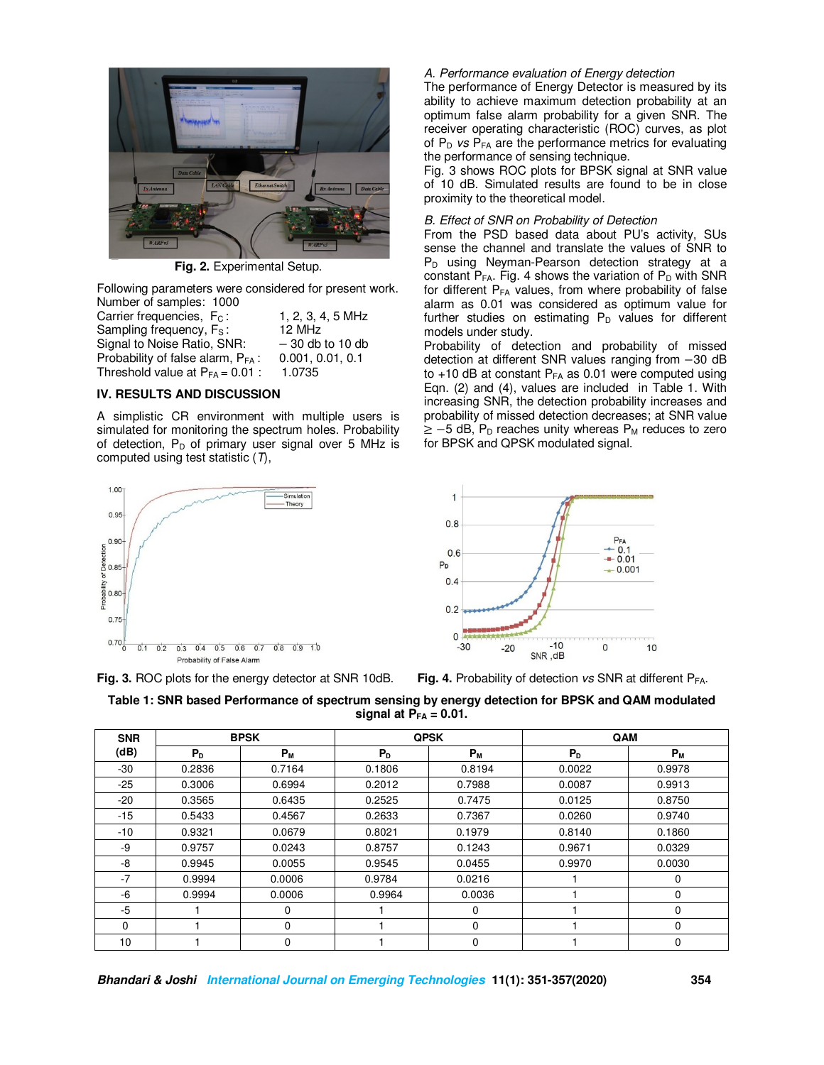Fig. 2. Experimental Setup.

Following parameters were considered for present work.
Number of samples: 1000

| | |
|---|---|
| Carrier frequencies, $F_C$ : | 1, 2, 3, 4, 5 MHz |
| Sampling frequency, $F_S$ : | 12 MHz |
| Signal to Noise Ratio, SNR: | − 30 db to 10 db |
| Probability of false alarm, $P_{FA}$ : | 0.001, 0.01, 0.1 |
| Threshold value at $P_{FA}$ = 0.01 : | 1.0735 |

## IV. RESULTS AND DISCUSSION

A simplistic CR environment with multiple users is simulated for monitoring the spectrum holes. Probability of detection, $P_D$ of primary user signal over 5 MHz is computed using test statistic (*T*),

### A. Performance evaluation of Energy detection

The performance of Energy Detector is measured by its ability to achieve maximum detection probability at an optimum false alarm probability for a given SNR. The receiver operating characteristic (ROC) curves, as plot of $P_D$ *vs* $P_{FA}$ are the performance metrics for evaluating the performance of sensing technique.

Fig. 3 shows ROC plots for BPSK signal at SNR value of 10 dB. Simulated results are found to be in close proximity to the theoretical model.

### B. Effect of SNR on Probability of Detection

From the PSD based data about PU's activity, SUs sense the channel and translate the values of SNR to $P_D$ using Neyman-Pearson detection strategy at a constant $P_{FA}$. Fig. 4 shows the variation of $P_D$ with SNR for different $P_{FA}$ values, from where probability of false alarm as 0.01 was considered as optimum value for further studies on estimating $P_D$ values for different models under study.

Probability of detection and probability of missed detection at different SNR values ranging from −30 dB to +10 dB at constant $P_{FA}$ as 0.01 were computed using Eqn. (2) and (4), values are included in Table 1. With increasing SNR, the detection probability increases and probability of missed detection decreases; at SNR value ≥ −5 dB, $P_D$ reaches unity whereas $P_M$ reduces to zero for BPSK and QPSK modulated signal.

Fig. 3. ROC plots for the energy detector at SNR 10dB.

Fig. 4. Probability of detection *vs* SNR at different $P_{FA}$.

**Table 1: SNR based Performance of spectrum sensing by energy detection for BPSK and QAM modulated signal at $P_{FA}$ = 0.01.**

| SNR (dB) | BPSK | | QPSK | | QAM | |
|---|---|---|---|---|---|---|
| | $P_D$ | $P_M$ | $P_D$ | $P_M$ | $P_D$ | $P_M$ |
| -30 | 0.2836 | 0.7164 | 0.1806 | 0.8194 | 0.0022 | 0.9978 |
| -25 | 0.3006 | 0.6994 | 0.2012 | 0.7988 | 0.0087 | 0.9913 |
| -20 | 0.3565 | 0.6435 | 0.2525 | 0.7475 | 0.0125 | 0.8750 |
| -15 | 0.5433 | 0.4567 | 0.2633 | 0.7367 | 0.0260 | 0.9740 |
| -10 | 0.9321 | 0.0679 | 0.8021 | 0.1979 | 0.8140 | 0.1860 |
| -9 | 0.9757 | 0.0243 | 0.8757 | 0.1243 | 0.9671 | 0.0329 |
| -8 | 0.9945 | 0.0055 | 0.9545 | 0.0455 | 0.9970 | 0.0030 |
| -7 | 0.9994 | 0.0006 | 0.9784 | 0.0216 | 1 | 0 |
| -6 | 0.9994 | 0.0006 | 0.9964 | 0.0036 | 1 | 0 |
| -5 | 1 | 0 | 1 | 0 | 1 | 0 |
| 0 | 1 | 0 | 1 | 0 | 1 | 0 |
| 10 | 1 | 0 | 1 | 0 | 1 | 0 |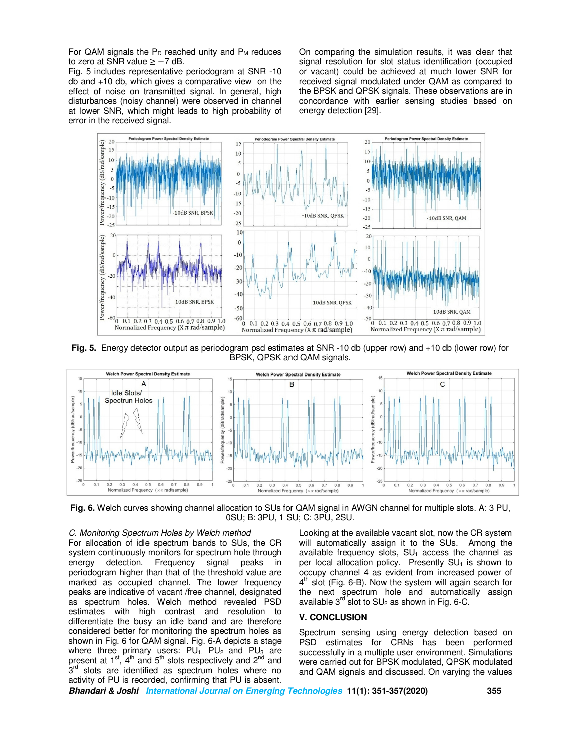For QAM signals the $P_D$ reached unity and $P_M$ reduces to zero at SNR value $\geq -7$ dB.

Fig. 5 includes representative periodogram at SNR -10 db and +10 db, which gives a comparative view on the effect of noise on transmitted signal. In general, high disturbances (noisy channel) were observed in channel at lower SNR, which might leads to high probability of error in the received signal.

On comparing the simulation results, it was clear that signal resolution for slot status identification (occupied or vacant) could be achieved at much lower SNR for received signal modulated under QAM as compared to the BPSK and QPSK signals. These observations are in concordance with earlier sensing studies based on energy detection [29].

**Fig. 5.** Energy detector output as periodogram psd estimates at SNR -10 db (upper row) and +10 db (lower row) for BPSK, QPSK and QAM signals.

**Fig. 6.** Welch curves showing channel allocation to SUs for QAM signal in AWGN channel for multiple slots. A: 3 PU, 0SU; B: 3PU, 1 SU; C: 3PU, 2SU.

*C. Monitoring Spectrum Holes by Welch method*

For allocation of idle spectrum bands to SUs, the CR system continuously monitors for spectrum hole through energy detection. Frequency signal peaks in periodogram higher than that of the threshold value are marked as occupied channel. The lower frequency peaks are indicative of vacant /free channel, designated as spectrum holes. Welch method revealed PSD estimates with high contrast and resolution to differentiate the busy an idle band and are therefore considered better for monitoring the spectrum holes as shown in Fig. 6 for QAM signal. Fig. 6-A depicts a stage where three primary users: $PU_1$, $PU_2$ and $PU_3$ are present at 1st, 4th and 5th slots respectively and 2nd and 3rd slots are identified as spectrum holes where no activity of PU is recorded, confirming that PU is absent.

Looking at the available vacant slot, now the CR system will automatically assign it to the SUs. Among the available frequency slots, $SU_1$ access the channel as per local allocation policy. Presently $SU_1$ is shown to occupy channel 4 as evident from increased power of 4th slot (Fig. 6-B). Now the system will again search for the next spectrum hole and automatically assign available 3rd slot to $SU_2$ as shown in Fig. 6-C.

## V. CONCLUSION

Spectrum sensing using energy detection based on PSD estimates for CRNs has been performed successfully in a multiple user environment. Simulations were carried out for BPSK modulated, QPSK modulated and QAM signals and discussed. On varying the values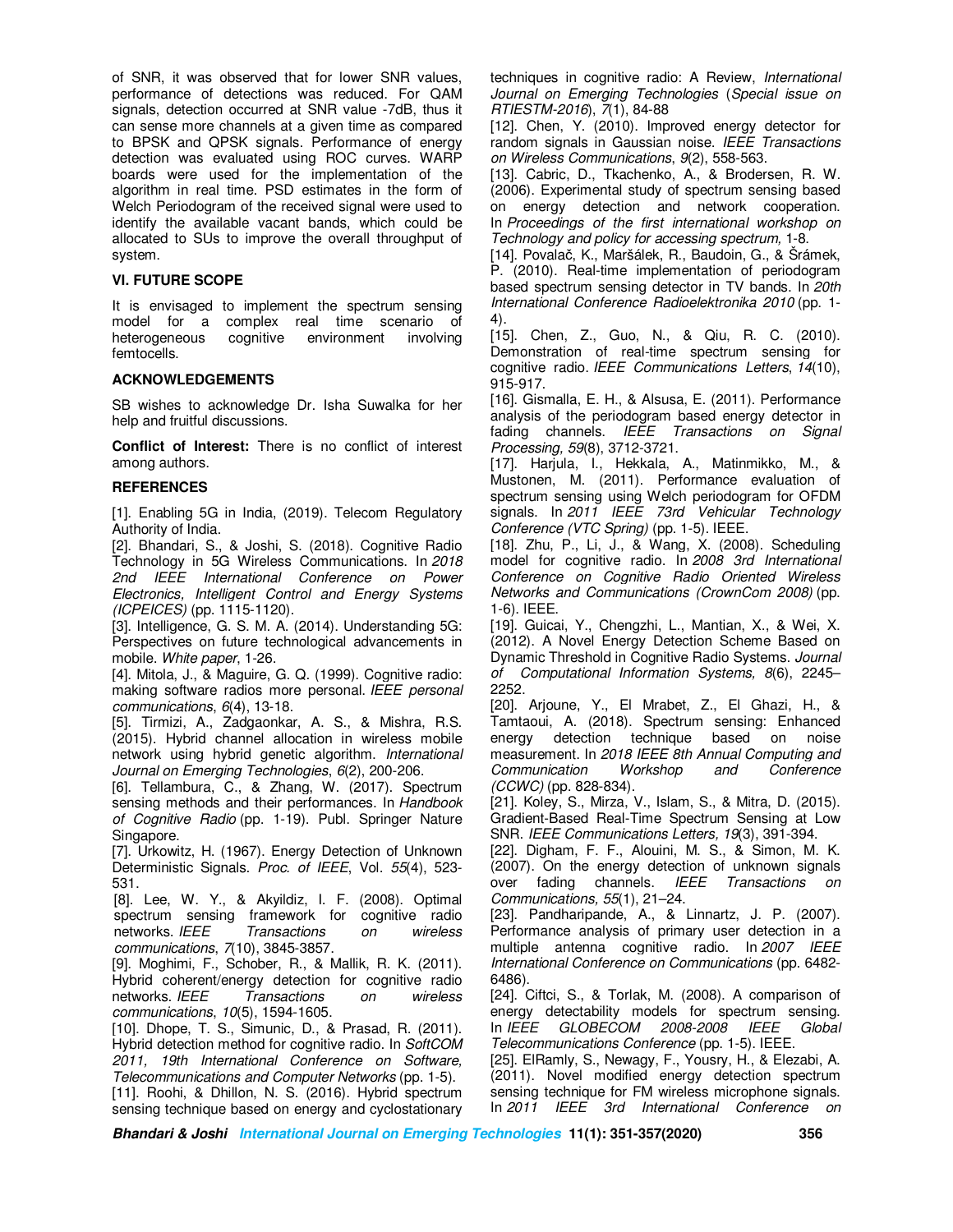of SNR, it was observed that for lower SNR values, performance of detections was reduced. For QAM signals, detection occurred at SNR value -7dB, thus it can sense more channels at a given time as compared to BPSK and QPSK signals. Performance of energy detection was evaluated using ROC curves. WARP boards were used for the implementation of the algorithm in real time. PSD estimates in the form of Welch Periodogram of the received signal were used to identify the available vacant bands, which could be allocated to SUs to improve the overall throughput of system.

## VI. FUTURE SCOPE

It is envisaged to implement the spectrum sensing model for a complex real time scenario of heterogeneous cognitive environment involving femtocells.

## ACKNOWLEDGEMENTS

SB wishes to acknowledge Dr. Isha Suwalka for her help and fruitful discussions.

**Conflict of Interest:** There is no conflict of interest among authors.

## REFERENCES

[1]. Enabling 5G in India, (2019). Telecom Regulatory Authority of India.

[2]. Bhandari, S., & Joshi, S. (2018). Cognitive Radio Technology in 5G Wireless Communications. In *2018 2nd IEEE International Conference on Power Electronics, Intelligent Control and Energy Systems (ICPEICES)* (pp. 1115-1120).

[3]. Intelligence, G. S. M. A. (2014). Understanding 5G: Perspectives on future technological advancements in mobile. *White paper*, 1-26.

[4]. Mitola, J., & Maguire, G. Q. (1999). Cognitive radio: making software radios more personal. *IEEE personal communications*, *6*(4), 13-18.

[5]. Tirmizi, A., Zadgaonkar, A. S., & Mishra, R.S. (2015). Hybrid channel allocation in wireless mobile network using hybrid genetic algorithm. *International Journal on Emerging Technologies*, *6*(2), 200-206.

[6]. Tellambura, C., & Zhang, W. (2017). Spectrum sensing methods and their performances. In *Handbook of Cognitive Radio* (pp. 1-19). Publ. Springer Nature Singapore.

[7]. Urkowitz, H. (1967). Energy Detection of Unknown Deterministic Signals. *Proc. of IEEE*, Vol. *55*(4), 523-531.

[8]. Lee, W. Y., & Akyildiz, I. F. (2008). Optimal spectrum sensing framework for cognitive radio networks. *IEEE Transactions on wireless communications*, *7*(10), 3845-3857.

[9]. Moghimi, F., Schober, R., & Mallik, R. K. (2011). Hybrid coherent/energy detection for cognitive radio networks. *IEEE Transactions on wireless communications*, *10*(5), 1594-1605.

[10]. Dhope, T. S., Simunic, D., & Prasad, R. (2011). Hybrid detection method for cognitive radio. In *SoftCOM 2011, 19th International Conference on Software, Telecommunications and Computer Networks* (pp. 1-5).

[11]. Roohi, & Dhillon, N. S. (2016). Hybrid spectrum sensing technique based on energy and cyclostationary techniques in cognitive radio: A Review, *International Journal on Emerging Technologies* (*Special issue on RTIESTM-2016*), *7*(1), 84-88

[12]. Chen, Y. (2010). Improved energy detector for random signals in Gaussian noise. *IEEE Transactions on Wireless Communications*, *9*(2), 558-563.

[13]. Cabric, D., Tkachenko, A., & Brodersen, R. W. (2006). Experimental study of spectrum sensing based on energy detection and network cooperation. In *Proceedings of the first international workshop on Technology and policy for accessing spectrum,* 1-8.

[14]. Povalač, K., Maršálek, R., Baudoin, G., & Šrámek, P. (2010). Real-time implementation of periodogram based spectrum sensing detector in TV bands. In *20th International Conference Radioelektronika 2010* (pp. 1-4).

[15]. Chen, Z., Guo, N., & Qiu, R. C. (2010). Demonstration of real-time spectrum sensing for cognitive radio. *IEEE Communications Letters*, *14*(10), 915-917.

[16]. Gismalla, E. H., & Alsusa, E. (2011). Performance analysis of the periodogram based energy detector in fading channels. *IEEE Transactions on Signal Processing, 59*(8), 3712-3721.

[17]. Harjula, I., Hekkala, A., Matinmikko, M., & Mustonen, M. (2011). Performance evaluation of spectrum sensing using Welch periodogram for OFDM signals. In *2011 IEEE 73rd Vehicular Technology Conference (VTC Spring)* (pp. 1-5). IEEE.

[18]. Zhu, P., Li, J., & Wang, X. (2008). Scheduling model for cognitive radio. In *2008 3rd International Conference on Cognitive Radio Oriented Wireless Networks and Communications (CrownCom 2008)* (pp. 1-6). IEEE.

[19]. Guicai, Y., Chengzhi, L., Mantian, X., & Wei, X. (2012). A Novel Energy Detection Scheme Based on Dynamic Threshold in Cognitive Radio Systems. *Journal of Computational Information Systems, 8*(6), 2245–2252.

[20]. Arjoune, Y., El Mrabet, Z., El Ghazi, H., & Tamtaoui, A. (2018). Spectrum sensing: Enhanced energy detection technique based on noise measurement. In *2018 IEEE 8th Annual Computing and Communication Workshop and Conference (CCWC)* (pp. 828-834).

[21]. Koley, S., Mirza, V., Islam, S., & Mitra, D. (2015). Gradient-Based Real-Time Spectrum Sensing at Low SNR. *IEEE Communications Letters, 19*(3), 391-394.

[22]. Digham, F. F., Alouini, M. S., & Simon, M. K. (2007). On the energy detection of unknown signals over fading channels. *IEEE Transactions on Communications, 55*(1), 21–24.

[23]. Pandharipande, A., & Linnartz, J. P. (2007). Performance analysis of primary user detection in a multiple antenna cognitive radio. In *2007 IEEE International Conference on Communications* (pp. 6482-6486).

[24]. Ciftci, S., & Torlak, M. (2008). A comparison of energy detectability models for spectrum sensing. In *IEEE GLOBECOM 2008-2008 IEEE Global Telecommunications Conference* (pp. 1-5). IEEE.

[25]. ElRamly, S., Newagy, F., Yousry, H., & Elezabi, A. (2011). Novel modified energy detection spectrum sensing technique for FM wireless microphone signals. In *2011 IEEE 3rd International Conference on*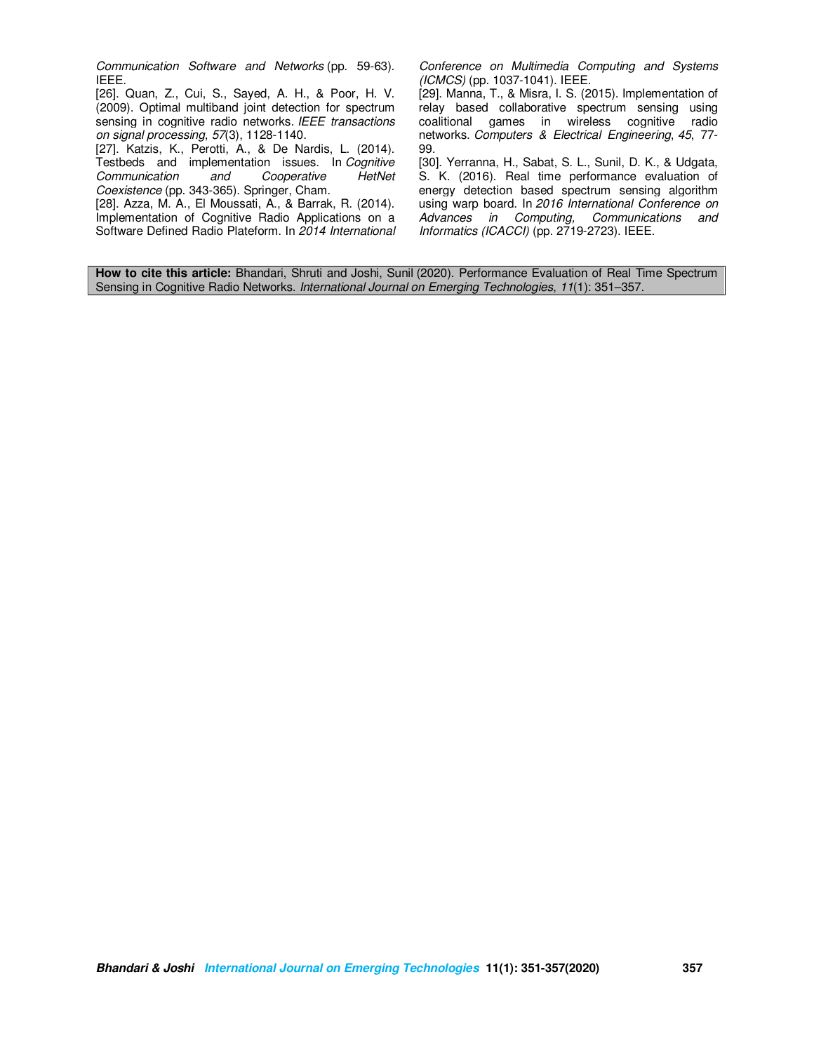*Communication Software and Networks* (pp. 59-63). IEEE.

[26]. Quan, Z., Cui, S., Sayed, A. H., & Poor, H. V. (2009). Optimal multiband joint detection for spectrum sensing in cognitive radio networks. *IEEE transactions on signal processing*, *57*(3), 1128-1140.

[27]. Katzis, K., Perotti, A., & De Nardis, L. (2014). Testbeds and implementation issues. In *Cognitive Communication and Cooperative HetNet Coexistence* (pp. 343-365). Springer, Cham.

[28]. Azza, M. A., El Moussati, A., & Barrak, R. (2014). Implementation of Cognitive Radio Applications on a Software Defined Radio Plateform. In *2014 International Conference on Multimedia Computing and Systems (ICMCS)* (pp. 1037-1041). IEEE.

[29]. Manna, T., & Misra, I. S. (2015). Implementation of relay based collaborative spectrum sensing using coalitional games in wireless cognitive radio networks. *Computers & Electrical Engineering*, *45*, 77-99.

[30]. Yerranna, H., Sabat, S. L., Sunil, D. K., & Udgata, S. K. (2016). Real time performance evaluation of energy detection based spectrum sensing algorithm using warp board. In *2016 International Conference on Advances in Computing, Communications and Informatics (ICACCI)* (pp. 2719-2723). IEEE.

**How to cite this article:** Bhandari, Shruti and Joshi, Sunil (2020). Performance Evaluation of Real Time Spectrum Sensing in Cognitive Radio Networks. *International Journal on Emerging Technologies*, *11*(1): 351–357.